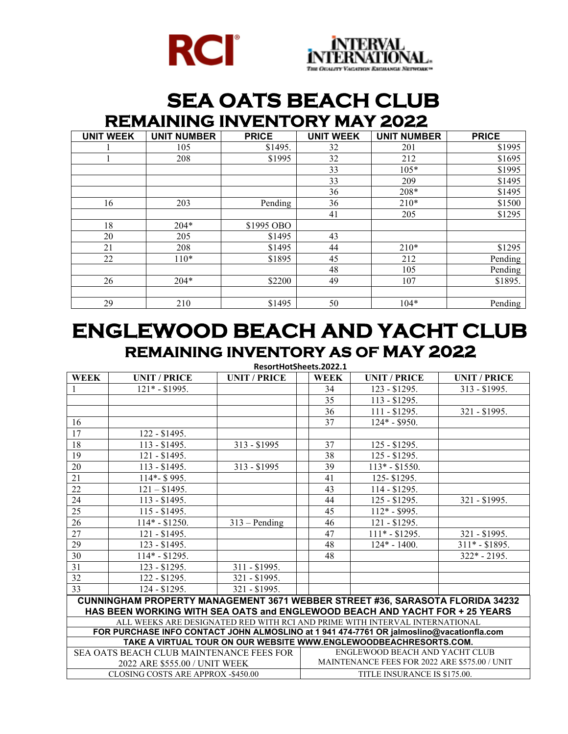RCI® INTERVAL INTERNATIONAL. The Quality Vacation Exchange Network™

# SEA OATS BEACH CLUB

## REMAINING INVENTORY MAY 2022

| UNIT WEEK | UNIT NUMBER | PRICE | UNIT WEEK | UNIT NUMBER | PRICE |
|---|---|---|---|---|---|
| 1 | 105 | $1495. | 32 | 201 | $1995 |
| 1 | 208 | $1995 | 32 | 212 | $1695 |
| | | | 33 | 105* | $1995 |
| | | | 33 | 209 | $1495 |
| | | | 36 | 208* | $1495 |
| 16 | 203 | Pending | 36 | 210* | $1500 |
| | | | 41 | 205 | $1295 |
| 18 | 204* | $1995 OBO | | | |
| 20 | 205 | $1495 | 43 | | |
| 21 | 208 | $1495 | 44 | 210* | $1295 |
| 22 | 110* | $1895 | 45 | 212 | Pending |
| | | | 48 | 105 | Pending |
| 26 | 204* | $2200 | 49 | 107 | $1895. |
| | | | | | |
| 29 | 210 | $1495 | 50 | 104* | Pending |

# ENGLEWOOD BEACH AND YACHT CLUB

## REMAINING INVENTORY AS OF MAY 2022

ResortHotSheets.2022.1

| WEEK | UNIT / PRICE | UNIT / PRICE | WEEK | UNIT / PRICE | UNIT / PRICE |
|---|---|---|---|---|---|
| 1 | 121* - $1995. | | 34 | 123 - $1295. | 313 - $1995. |
| | | | 35 | 113 - $1295. | |
| | | | 36 | 111 - $1295. | 321 - $1995. |
| 16 | | | 37 | 124* - $950. | |
| 17 | 122 - $1495. | | | | |
| 18 | 113 - $1495. | 313 - $1995 | 37 | 125 - $1295. | |
| 19 | 121 - $1495. | | 38 | 125 - $1295. | |
| 20 | 113 - $1495. | 313 - $1995 | 39 | 113* - $1550. | |
| 21 | 114*- $ 995. | | 41 | 125- $1295. | |
| 22 | 121 – $1495. | | 43 | 114 - $1295. | |
| 24 | 113 - $1495. | | 44 | 125 - $1295. | 321 - $1995. |
| 25 | 115 - $1495. | | 45 | 112* - $995. | |
| 26 | 114* - $1250. | 313 – Pending | 46 | 121 - $1295. | |
| 27 | 121 - $1495. | | 47 | 111* - $1295. | 321 - $1995. |
| 29 | 123 - $1495. | | 48 | 124* - 1400. | 311* - $1895. |
| 30 | 114* - $1295. | | 48 | | 322* - 2195. |
| 31 | 123 - $1295. | 311 - $1995. | | | |
| 32 | 122 - $1295. | 321 - $1995. | | | |
| 33 | 124 - $1295. | 321 - $1995. | | | |

**CUNNINGHAM PROPERTY MANAGEMENT 3671 WEBBER STREET #36, SARASOTA FLORIDA 34232 HAS BEEN WORKING WITH SEA OATS and ENGLEWOOD BEACH AND YACHT FOR + 25 YEARS**

ALL WEEKS ARE DESIGNATED RED WITH RCI AND PRIME WITH INTERVAL INTERNATIONAL

**FOR PURCHASE INFO CONTACT JOHN ALMOSLINO at 1 941 474-7761 OR jalmoslino@vacationfla.com**

**TAKE A VIRTUAL TOUR ON OUR WEBSITE WWW.ENGLEWOODBEACHRESORTS.COM.**

| SEA OATS BEACH CLUB MAINTENANCE FEES FOR 2022 ARE $555.00 / UNIT WEEK | ENGLEWOOD BEACH AND YACHT CLUB MAINTENANCE FEES FOR 2022 ARE $575.00 / UNIT |
|---|---|
| CLOSING COSTS ARE APPROX -$450.00 | TITLE INSURANCE IS $175.00. |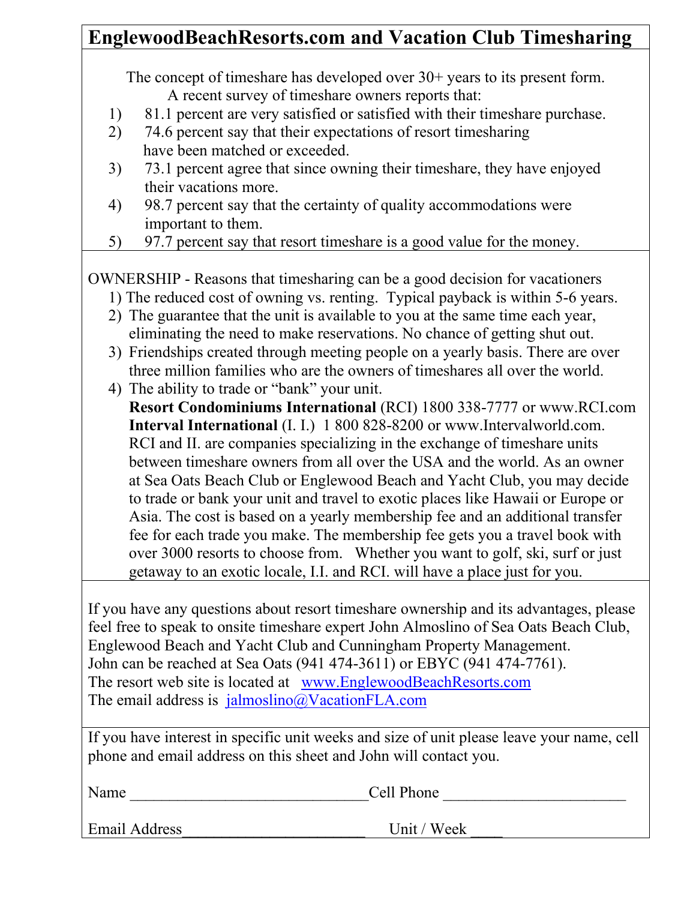# EnglewoodBeachResorts.com and Vacation Club Timesharing

The concept of timeshare has developed over 30+ years to its present form.
A recent survey of timeshare owners reports that:

1) 81.1 percent are very satisfied or satisfied with their timeshare purchase.
2) 74.6 percent say that their expectations of resort timesharing have been matched or exceeded.
3) 73.1 percent agree that since owning their timeshare, they have enjoyed their vacations more.
4) 98.7 percent say that the certainty of quality accommodations were important to them.
5) 97.7 percent say that resort timeshare is a good value for the money.

OWNERSHIP - Reasons that timesharing can be a good decision for vacationers

1) The reduced cost of owning vs. renting. Typical payback is within 5-6 years.
2) The guarantee that the unit is available to you at the same time each year, eliminating the need to make reservations. No chance of getting shut out.
3) Friendships created through meeting people on a yearly basis. There are over three million families who are the owners of timeshares all over the world.
4) The ability to trade or "bank" your unit.
   **Resort Condominiums International** (RCI) 1800 338-7777 or www.RCI.com
   **Interval International** (I. I.) 1 800 828-8200 or www.Intervalworld.com.
   RCI and II. are companies specializing in the exchange of timeshare units between timeshare owners from all over the USA and the world. As an owner at Sea Oats Beach Club or Englewood Beach and Yacht Club, you may decide to trade or bank your unit and travel to exotic places like Hawaii or Europe or Asia. The cost is based on a yearly membership fee and an additional transfer fee for each trade you make. The membership fee gets you a travel book with over 3000 resorts to choose from. Whether you want to golf, ski, surf or just getaway to an exotic locale, I.I. and RCI. will have a place just for you.

If you have any questions about resort timeshare ownership and its advantages, please feel free to speak to onsite timeshare expert John Almoslino of Sea Oats Beach Club, Englewood Beach and Yacht Club and Cunningham Property Management.
John can be reached at Sea Oats (941 474-3611) or EBYC (941 474-7761).
The resort web site is located at [www.EnglewoodBeachResorts.com](http://www.EnglewoodBeachResorts.com)
The email address is [jalmoslino@VacationFLA.com](mailto:jalmoslino@VacationFLA.com)

If you have interest in specific unit weeks and size of unit please leave your name, cell phone and email address on this sheet and John will contact you.

Name ______________________________ Cell Phone _______________________

Email Address_______________________ Unit / Week ____